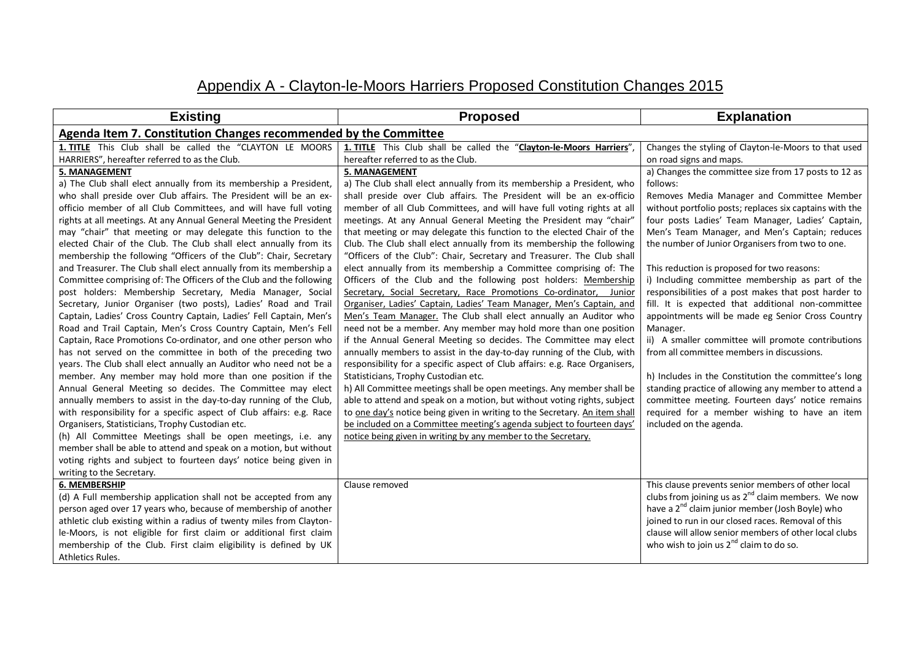# Appendix A - Clayton-le-Moors Harriers Proposed Constitution Changes 2015

| Existing | Proposed | Explanation |
|---|---|---|
| **Agenda Item 7. Constitution Changes recommended by the Committee** | | |
| **1. TITLE** This Club shall be called the "CLAYTON LE MOORS HARRIERS", hereafter referred to as the Club. | **1. TITLE** This Club shall be called the "**Clayton-le-Moors Harriers**", hereafter referred to as the Club. | Changes the styling of Clayton-le-Moors to that used on road signs and maps. |
| **5. MANAGEMENT**<br>a) The Club shall elect annually from its membership a President, who shall preside over Club affairs. The President will be an ex-officio member of all Club Committees, and will have full voting rights at all meetings. At any Annual General Meeting the President may "chair" that meeting or may delegate this function to the elected Chair of the Club. The Club shall elect annually from its membership the following "Officers of the Club": Chair, Secretary and Treasurer. The Club shall elect annually from its membership a Committee comprising of: The Officers of the Club and the following post holders: Membership Secretary, Media Manager, Social Secretary, Junior Organiser (two posts), Ladies' Road and Trail Captain, Ladies' Cross Country Captain, Ladies' Fell Captain, Men's Road and Trail Captain, Men's Cross Country Captain, Men's Fell Captain, Race Promotions Co-ordinator, and one other person who has not served on the committee in both of the preceding two years. The Club shall elect annually an Auditor who need not be a member. Any member may hold more than one position if the Annual General Meeting so decides. The Committee may elect annually members to assist in the day-to-day running of the Club, with responsibility for a specific aspect of Club affairs: e.g. Race Organisers, Statisticians, Trophy Custodian etc.<br>(h) All Committee Meetings shall be open meetings, i.e. any member shall be able to attend and speak on a motion, but without voting rights and subject to fourteen days' notice being given in writing to the Secretary. | **5. MANAGEMENT**<br>a) The Club shall elect annually from its membership a President, who shall preside over Club affairs. The President will be an ex-officio member of all Club Committees, and will have full voting rights at all meetings. At any Annual General Meeting the President may "chair" that meeting or may delegate this function to the elected Chair of the Club. The Club shall elect annually from its membership the following "Officers of the Club": Chair, Secretary and Treasurer. The Club shall elect annually from its membership a Committee comprising of: The Officers of the Club and the following post holders: <u>Membership Secretary, Social Secretary, Race Promotions Co-ordinator, Junior Organiser, Ladies' Captain, Ladies' Team Manager, Men's Captain, and Men's Team Manager.</u> The Club shall elect annually an Auditor who need not be a member. Any member may hold more than one position if the Annual General Meeting so decides. The Committee may elect annually members to assist in the day-to-day running of the Club, with responsibility for a specific aspect of Club affairs: e.g. Race Organisers, Statisticians, Trophy Custodian etc.<br>h) All Committee meetings shall be open meetings. Any member shall be able to attend and speak on a motion, but without voting rights, subject to <u>one day's</u> notice being given in writing to the Secretary. <u>An item shall be included on a Committee meeting's agenda subject to fourteen days' notice being given in writing by any member to the Secretary.</u> | a) Changes the committee size from 17 posts to 12 as follows:<br>Removes Media Manager and Committee Member without portfolio posts; replaces six captains with the four posts Ladies' Team Manager, Ladies' Captain, Men's Team Manager, and Men's Captain; reduces the number of Junior Organisers from two to one.<br><br>This reduction is proposed for two reasons:<br>i) Including committee membership as part of the responsibilities of a post makes that post harder to fill. It is expected that additional non-committee appointments will be made eg Senior Cross Country Manager.<br>ii) A smaller committee will promote contributions from all committee members in discussions.<br><br>h) Includes in the Constitution the committee's long standing practice of allowing any member to attend a committee meeting. Fourteen days' notice remains required for a member wishing to have an item included on the agenda. |
| **6. MEMBERSHIP**<br>(d) A Full membership application shall not be accepted from any person aged over 17 years who, because of membership of another athletic club existing within a radius of twenty miles from Clayton-le-Moors, is not eligible for first claim or additional first claim membership of the Club. First claim eligibility is defined by UK Athletics Rules. | Clause removed | This clause prevents senior members of other local clubs from joining us as 2nd claim members. We now have a 2nd claim junior member (Josh Boyle) who joined to run in our closed races. Removal of this clause will allow senior members of other local clubs who wish to join us 2nd claim to do so. |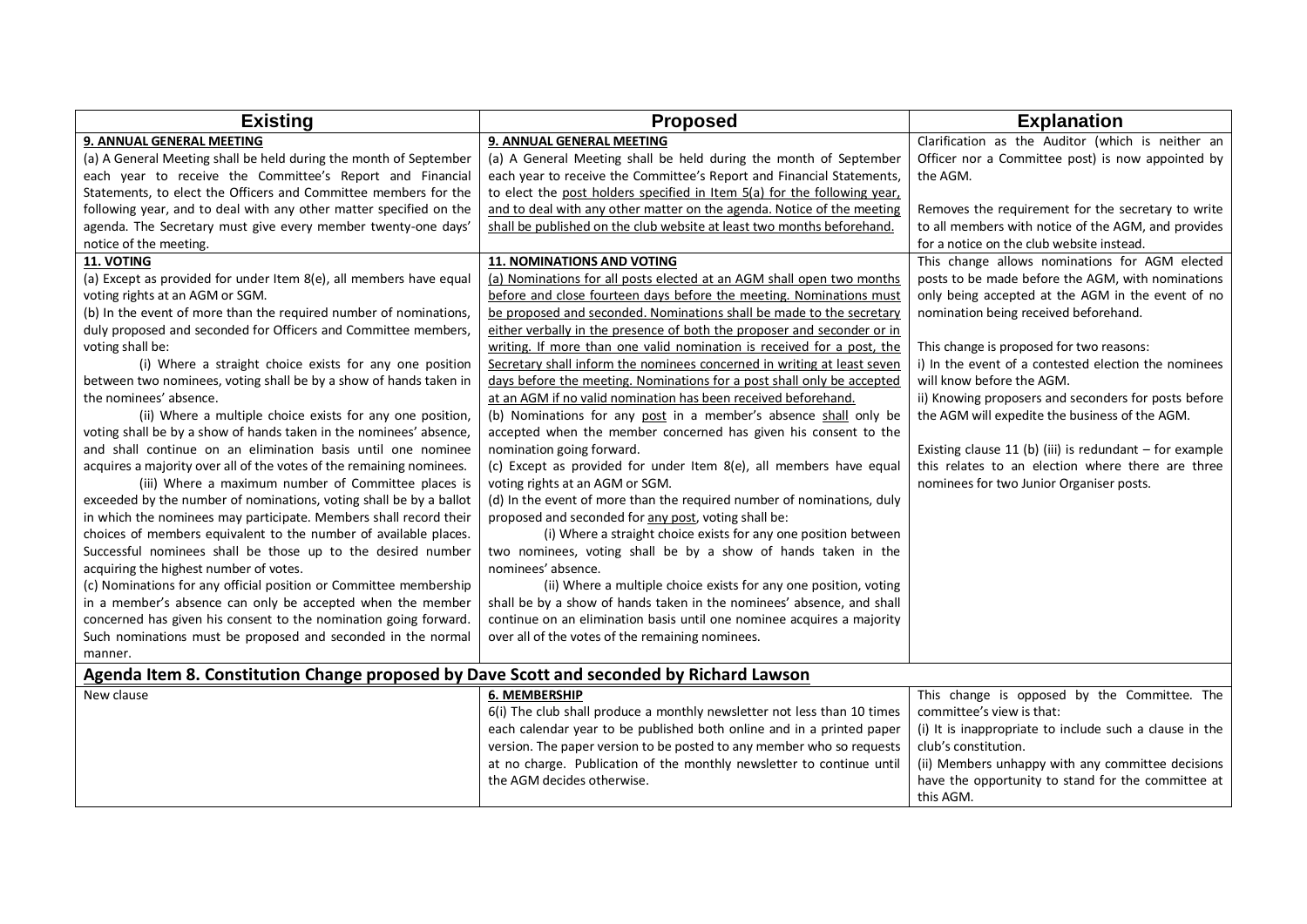| Existing | Proposed | Explanation |
|---|---|---|
| **9. ANNUAL GENERAL MEETING**<br>(a) A General Meeting shall be held during the month of September each year to receive the Committee's Report and Financial Statements, to elect the Officers and Committee members for the following year, and to deal with any other matter specified on the agenda. The Secretary must give every member twenty-one days' notice of the meeting. | **9. ANNUAL GENERAL MEETING**<br>(a) A General Meeting shall be held during the month of September each year to receive the Committee's Report and Financial Statements, to elect the post holders specified in Item 5(a) for the following year, and to deal with any other matter on the agenda. Notice of the meeting shall be published on the club website at least two months beforehand. | Clarification as the Auditor (which is neither an Officer nor a Committee post) is now appointed by the AGM.<br><br>Removes the requirement for the secretary to write to all members with notice of the AGM, and provides for a notice on the club website instead. |
| **11. VOTING**<br>(a) Except as provided for under Item 8(e), all members have equal voting rights at an AGM or SGM.<br>(b) In the event of more than the required number of nominations, duly proposed and seconded for Officers and Committee members, voting shall be:<br>(i) Where a straight choice exists for any one position between two nominees, voting shall be by a show of hands taken in the nominees' absence.<br>(ii) Where a multiple choice exists for any one position, voting shall be by a show of hands taken in the nominees' absence, and shall continue on an elimination basis until one nominee acquires a majority over all of the votes of the remaining nominees.<br>(iii) Where a maximum number of Committee places is exceeded by the number of nominations, voting shall be by a ballot in which the nominees may participate. Members shall record their choices of members equivalent to the number of available places. Successful nominees shall be those up to the desired number acquiring the highest number of votes.<br>(c) Nominations for any official position or Committee membership in a member's absence can only be accepted when the member concerned has given his consent to the nomination going forward. Such nominations must be proposed and seconded in the normal manner. | **11. NOMINATIONS AND VOTING**<br>(a) Nominations for all posts elected at an AGM shall open two months before and close fourteen days before the meeting. Nominations must be proposed and seconded. Nominations shall be made to the secretary either verbally in the presence of both the proposer and seconder or in writing. If more than one valid nomination is received for a post, the Secretary shall inform the nominees concerned in writing at least seven days before the meeting. Nominations for a post shall only be accepted at an AGM if no valid nomination has been received beforehand.<br>(b) Nominations for any post in a member's absence shall only be accepted when the member concerned has given his consent to the nomination going forward.<br>(c) Except as provided for under Item 8(e), all members have equal voting rights at an AGM or SGM.<br>(d) In the event of more than the required number of nominations, duly proposed and seconded for any post, voting shall be:<br>(i) Where a straight choice exists for any one position between two nominees, voting shall be by a show of hands taken in the nominees' absence.<br>(ii) Where a multiple choice exists for any one position, voting shall be by a show of hands taken in the nominees' absence, and shall continue on an elimination basis until one nominee acquires a majority over all of the votes of the remaining nominees. | This change allows nominations for AGM elected posts to be made before the AGM, with nominations only being accepted at the AGM in the event of no nomination being received beforehand.<br><br>This change is proposed for two reasons:<br>i) In the event of a contested election the nominees will know before the AGM.<br>ii) Knowing proposers and seconders for posts before the AGM will expedite the business of the AGM.<br><br>Existing clause 11 (b) (iii) is redundant – for example this relates to an election where there are three nominees for two Junior Organiser posts. |

## Agenda Item 8. Constitution Change proposed by Dave Scott and seconded by Richard Lawson

| | | |
|---|---|---|
| New clause | **6. MEMBERSHIP**<br>6(i) The club shall produce a monthly newsletter not less than 10 times each calendar year to be published both online and in a printed paper version. The paper version to be posted to any member who so requests at no charge. Publication of the monthly newsletter to continue until the AGM decides otherwise. | This change is opposed by the Committee. The committee's view is that:<br>(i) It is inappropriate to include such a clause in the club's constitution.<br>(ii) Members unhappy with any committee decisions have the opportunity to stand for the committee at this AGM. |